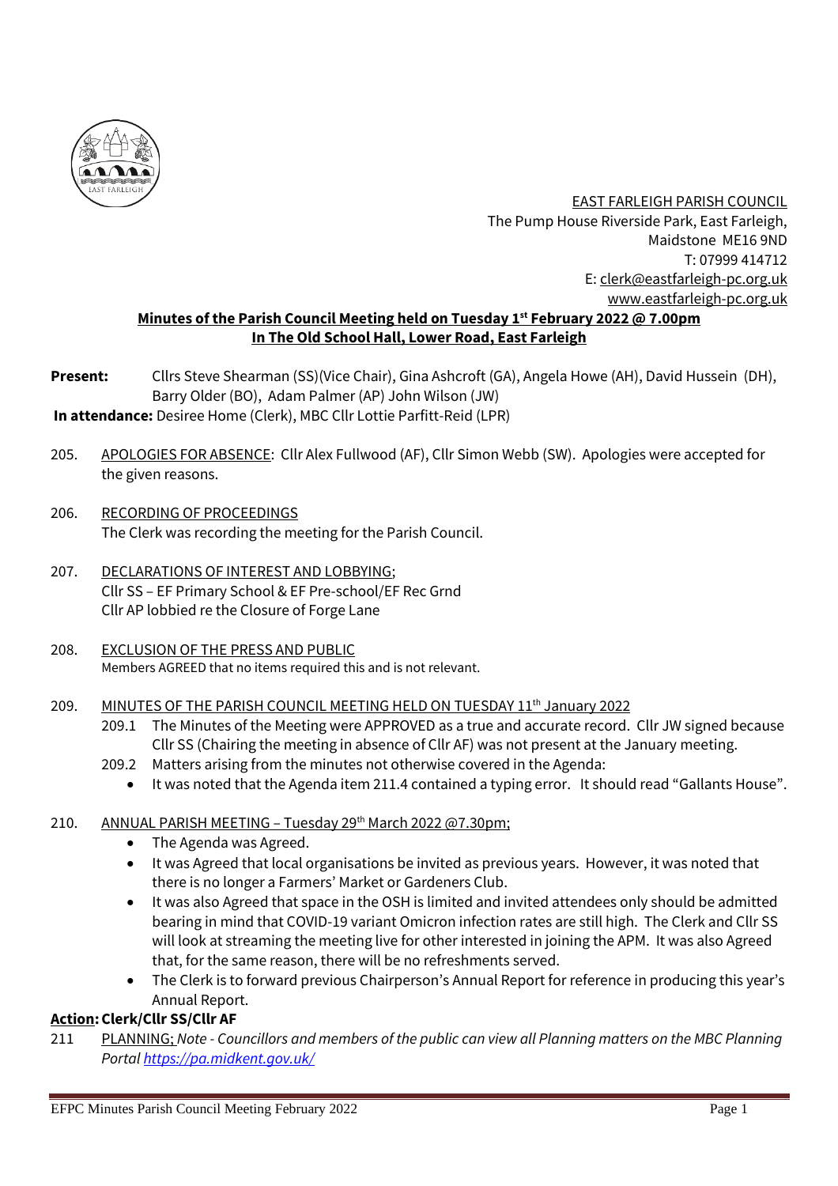EAST FARLEIGH PARISH COUNCIL
The Pump House Riverside Park, East Farleigh,
Maidstone ME16 9ND
T: 07999 414712
E: clerk@eastfarleigh-pc.org.uk
www.eastfarleigh-pc.org.uk

**Minutes of the Parish Council Meeting held on Tuesday 1st February 2022 @ 7.00pm**
**In The Old School Hall, Lower Road, East Farleigh**

**Present:** Cllrs Steve Shearman (SS)(Vice Chair), Gina Ashcroft (GA), Angela Howe (AH), David Hussein (DH), Barry Older (BO), Adam Palmer (AP) John Wilson (JW)
**In attendance:** Desiree Home (Clerk), MBC Cllr Lottie Parfitt-Reid (LPR)

205. APOLOGIES FOR ABSENCE: Cllr Alex Fullwood (AF), Cllr Simon Webb (SW). Apologies were accepted for the given reasons.

206. RECORDING OF PROCEEDINGS
The Clerk was recording the meeting for the Parish Council.

207. DECLARATIONS OF INTEREST AND LOBBYING;
Cllr SS – EF Primary School & EF Pre-school/EF Rec Grnd
Cllr AP lobbied re the Closure of Forge Lane

208. EXCLUSION OF THE PRESS AND PUBLIC
Members AGREED that no items required this and is not relevant.

209. MINUTES OF THE PARISH COUNCIL MEETING HELD ON TUESDAY 11th January 2022
    209.1 The Minutes of the Meeting were APPROVED as a true and accurate record. Cllr JW signed because Cllr SS (Chairing the meeting in absence of Cllr AF) was not present at the January meeting.
    209.2 Matters arising from the minutes not otherwise covered in the Agenda:
    - It was noted that the Agenda item 211.4 contained a typing error. It should read "Gallants House".

210. ANNUAL PARISH MEETING – Tuesday 29th March 2022 @7.30pm;
    - The Agenda was Agreed.
    - It was Agreed that local organisations be invited as previous years. However, it was noted that there is no longer a Farmers' Market or Gardeners Club.
    - It was also Agreed that space in the OSH is limited and invited attendees only should be admitted bearing in mind that COVID-19 variant Omicron infection rates are still high. The Clerk and Cllr SS will look at streaming the meeting live for other interested in joining the APM. It was also Agreed that, for the same reason, there will be no refreshments served.
    - The Clerk is to forward previous Chairperson's Annual Report for reference in producing this year's Annual Report.

**Action: Clerk/Cllr SS/Cllr AF**

211 PLANNING; *Note - Councillors and members of the public can view all Planning matters on the MBC Planning Portal https://pa.midkent.gov.uk/*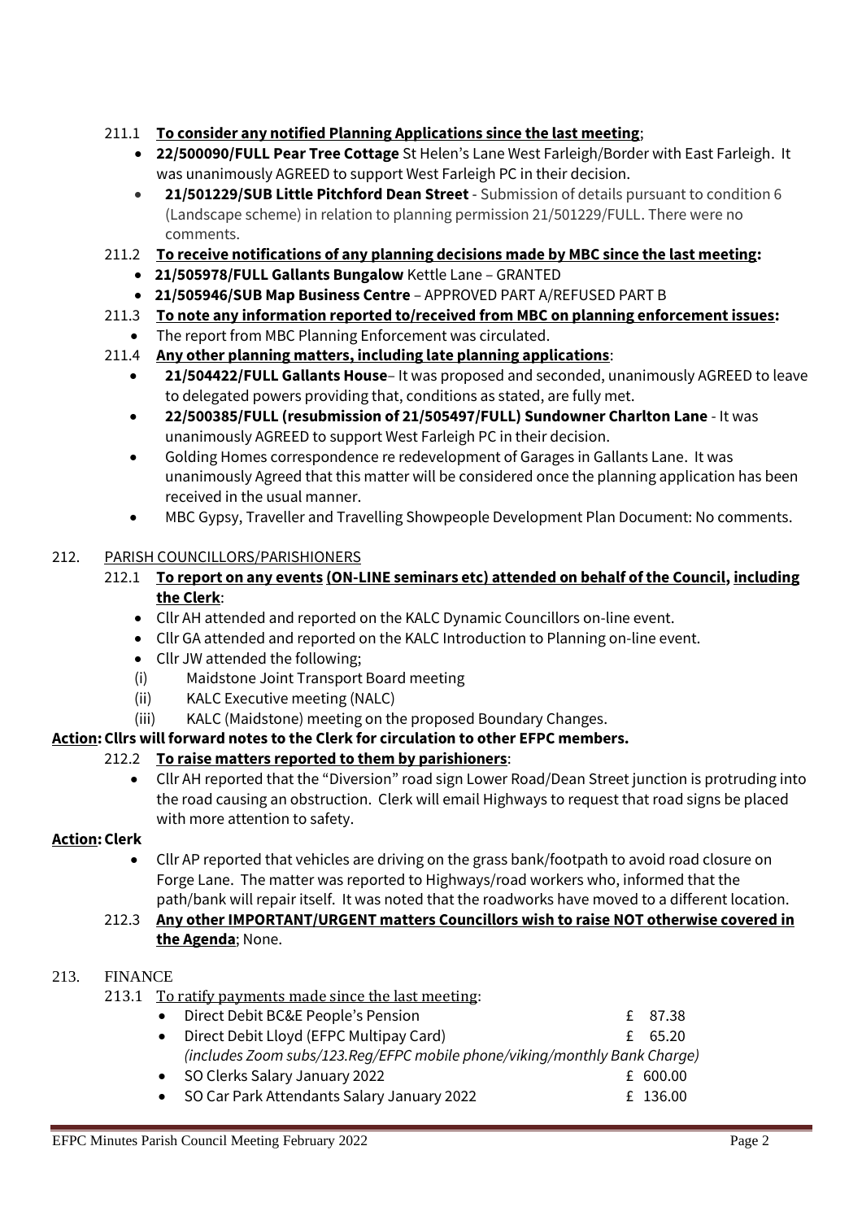211.1 **To consider any notified Planning Applications since the last meeting**;

- **22/500090/FULL Pear Tree Cottage** St Helen's Lane West Farleigh/Border with East Farleigh. It was unanimously AGREED to support West Farleigh PC in their decision.
- **21/501229/SUB Little Pitchford Dean Street** - Submission of details pursuant to condition 6 (Landscape scheme) in relation to planning permission 21/501229/FULL. There were no comments.

211.2 **To receive notifications of any planning decisions made by MBC since the last meeting:**

- **21/505978/FULL Gallants Bungalow** Kettle Lane – GRANTED
- **21/505946/SUB Map Business Centre** – APPROVED PART A/REFUSED PART B

211.3 **To note any information reported to/received from MBC on planning enforcement issues:**

- The report from MBC Planning Enforcement was circulated.

211.4 **Any other planning matters, including late planning applications**:

- **21/504422/FULL Gallants House**– It was proposed and seconded, unanimously AGREED to leave to delegated powers providing that, conditions as stated, are fully met.
- **22/500385/FULL (resubmission of 21/505497/FULL) Sundowner Charlton Lane** - It was unanimously AGREED to support West Farleigh PC in their decision.
- Golding Homes correspondence re redevelopment of Garages in Gallants Lane. It was unanimously Agreed that this matter will be considered once the planning application has been received in the usual manner.
- MBC Gypsy, Traveller and Travelling Showpeople Development Plan Document: No comments.

212. PARISH COUNCILLORS/PARISHIONERS

212.1 **To report on any events (ON-LINE seminars etc) attended on behalf of the Council, including the Clerk**:

- Cllr AH attended and reported on the KALC Dynamic Councillors on-line event.
- Cllr GA attended and reported on the KALC Introduction to Planning on-line event.
- Cllr JW attended the following;
  (i) Maidstone Joint Transport Board meeting
  (ii) KALC Executive meeting (NALC)
  (iii) KALC (Maidstone) meeting on the proposed Boundary Changes.

**Action: Cllrs will forward notes to the Clerk for circulation to other EFPC members.**

212.2 **To raise matters reported to them by parishioners**:

- Cllr AH reported that the "Diversion" road sign Lower Road/Dean Street junction is protruding into the road causing an obstruction. Clerk will email Highways to request that road signs be placed with more attention to safety.

**Action: Clerk**

- Cllr AP reported that vehicles are driving on the grass bank/footpath to avoid road closure on Forge Lane. The matter was reported to Highways/road workers who, informed that the path/bank will repair itself. It was noted that the roadworks have moved to a different location.

212.3 **Any other IMPORTANT/URGENT matters Councillors wish to raise NOT otherwise covered in the Agenda**; None.

213. FINANCE

213.1 To ratify payments made since the last meeting:

- Direct Debit BC&E People's Pension £ 87.38
- Direct Debit Lloyd (EFPC Multipay Card) £ 65.20
  *(includes Zoom subs/123.Reg/EFPC mobile phone/viking/monthly Bank Charge)*
- SO Clerks Salary January 2022 £ 600.00
- SO Car Park Attendants Salary January 2022 £ 136.00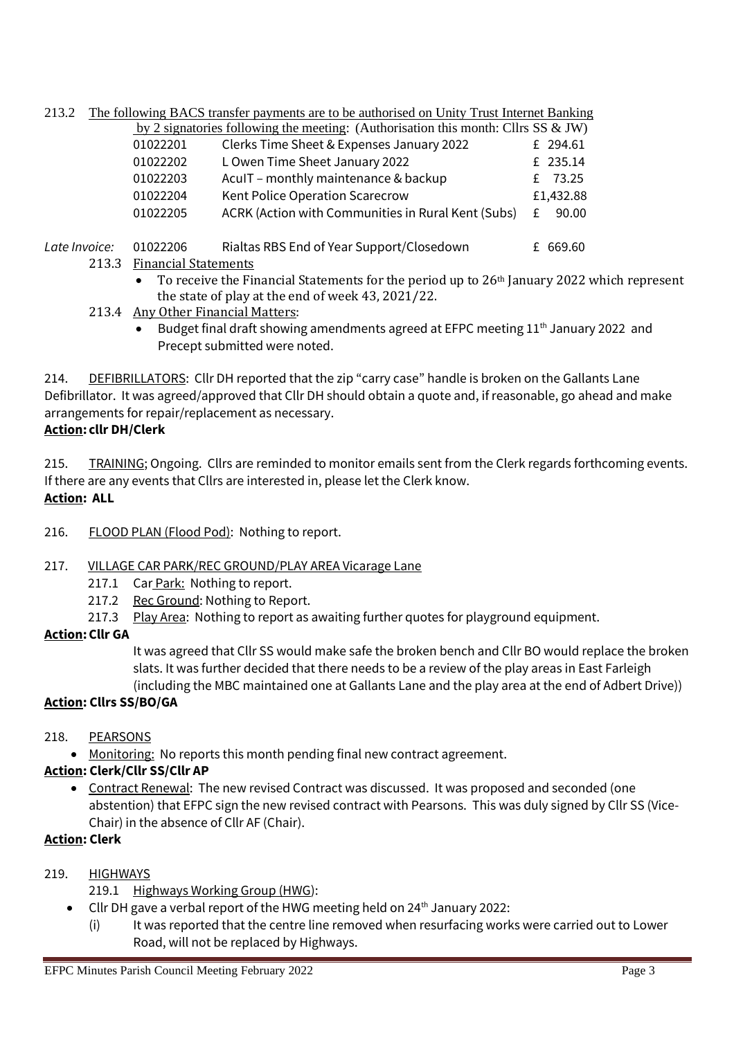213.2 The following BACS transfer payments are to be authorised on Unity Trust Internet Banking by 2 signatories following the meeting: (Authorisation this month: Cllrs SS & JW)

| | | | |
|---|---|---|---|
| | 01022201 | Clerks Time Sheet & Expenses January 2022 | £ 294.61 |
| | 01022202 | L Owen Time Sheet January 2022 | £ 235.14 |
| | 01022203 | AcuIT – monthly maintenance & backup | £ 73.25 |
| | 01022204 | Kent Police Operation Scarecrow | £1,432.88 |
| | 01022205 | ACRK (Action with Communities in Rural Kent (Subs) | £ 90.00 |
| *Late Invoice:* | 01022206 | Rialtas RBS End of Year Support/Closedown | £ 669.60 |

213.3 Financial Statements

- To receive the Financial Statements for the period up to 26th January 2022 which represent the state of play at the end of week 43, 2021/22.

213.4 Any Other Financial Matters:

- Budget final draft showing amendments agreed at EFPC meeting 11th January 2022 and Precept submitted were noted.

214. DEFIBRILLATORS: Cllr DH reported that the zip "carry case" handle is broken on the Gallants Lane Defibrillator. It was agreed/approved that Cllr DH should obtain a quote and, if reasonable, go ahead and make arrangements for repair/replacement as necessary.
**Action: cllr DH/Clerk**

215. TRAINING; Ongoing. Cllrs are reminded to monitor emails sent from the Clerk regards forthcoming events. If there are any events that Cllrs are interested in, please let the Clerk know.
**Action: ALL**

216. FLOOD PLAN (Flood Pod): Nothing to report.

217. VILLAGE CAR PARK/REC GROUND/PLAY AREA Vicarage Lane

217.1 Car Park: Nothing to report.
217.2 Rec Ground: Nothing to Report.
217.3 Play Area: Nothing to report as awaiting further quotes for playground equipment.

**Action: Cllr GA**

It was agreed that Cllr SS would make safe the broken bench and Cllr BO would replace the broken slats. It was further decided that there needs to be a review of the play areas in East Farleigh (including the MBC maintained one at Gallants Lane and the play area at the end of Adbert Drive))

**Action: Cllrs SS/BO/GA**

218. PEARSONS

- Monitoring: No reports this month pending final new contract agreement.

**Action: Clerk/Cllr SS/Cllr AP**

- Contract Renewal: The new revised Contract was discussed. It was proposed and seconded (one abstention) that EFPC sign the new revised contract with Pearsons. This was duly signed by Cllr SS (Vice-Chair) in the absence of Cllr AF (Chair).

**Action: Clerk**

219. HIGHWAYS

219.1 Highways Working Group (HWG):

- Cllr DH gave a verbal report of the HWG meeting held on 24th January 2022:
  (i) It was reported that the centre line removed when resurfacing works were carried out to Lower Road, will not be replaced by Highways.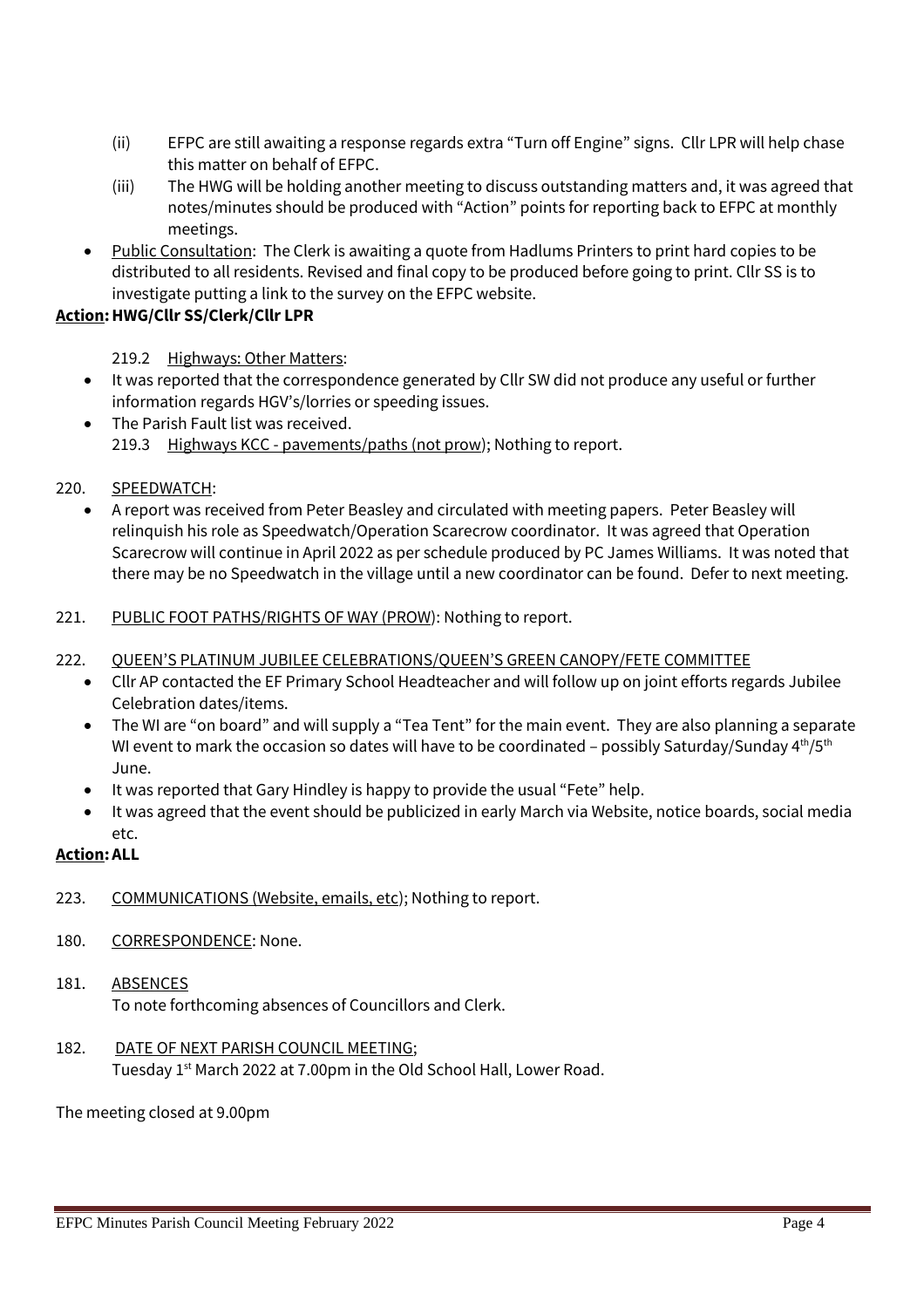(ii) EFPC are still awaiting a response regards extra "Turn off Engine" signs. Cllr LPR will help chase this matter on behalf of EFPC.

(iii) The HWG will be holding another meeting to discuss outstanding matters and, it was agreed that notes/minutes should be produced with "Action" points for reporting back to EFPC at monthly meetings.

- Public Consultation: The Clerk is awaiting a quote from Hadlums Printers to print hard copies to be distributed to all residents. Revised and final copy to be produced before going to print. Cllr SS is to investigate putting a link to the survey on the EFPC website.

**Action: HWG/Cllr SS/Clerk/Cllr LPR**

219.2 Highways: Other Matters:

- It was reported that the correspondence generated by Cllr SW did not produce any useful or further information regards HGV's/lorries or speeding issues.
- The Parish Fault list was received.

219.3 Highways KCC - pavements/paths (not prow); Nothing to report.

220. SPEEDWATCH:

- A report was received from Peter Beasley and circulated with meeting papers. Peter Beasley will relinquish his role as Speedwatch/Operation Scarecrow coordinator. It was agreed that Operation Scarecrow will continue in April 2022 as per schedule produced by PC James Williams. It was noted that there may be no Speedwatch in the village until a new coordinator can be found. Defer to next meeting.

221. PUBLIC FOOT PATHS/RIGHTS OF WAY (PROW): Nothing to report.

222. QUEEN'S PLATINUM JUBILEE CELEBRATIONS/QUEEN'S GREEN CANOPY/FETE COMMITTEE

- Cllr AP contacted the EF Primary School Headteacher and will follow up on joint efforts regards Jubilee Celebration dates/items.
- The WI are "on board" and will supply a "Tea Tent" for the main event. They are also planning a separate WI event to mark the occasion so dates will have to be coordinated – possibly Saturday/Sunday 4th/5th June.
- It was reported that Gary Hindley is happy to provide the usual "Fete" help.
- It was agreed that the event should be publicized in early March via Website, notice boards, social media etc.

**Action: ALL**

223. COMMUNICATIONS (Website, emails, etc); Nothing to report.

180. CORRESPONDENCE: None.

181. ABSENCES

To note forthcoming absences of Councillors and Clerk.

182. DATE OF NEXT PARISH COUNCIL MEETING;

Tuesday 1st March 2022 at 7.00pm in the Old School Hall, Lower Road.

The meeting closed at 9.00pm